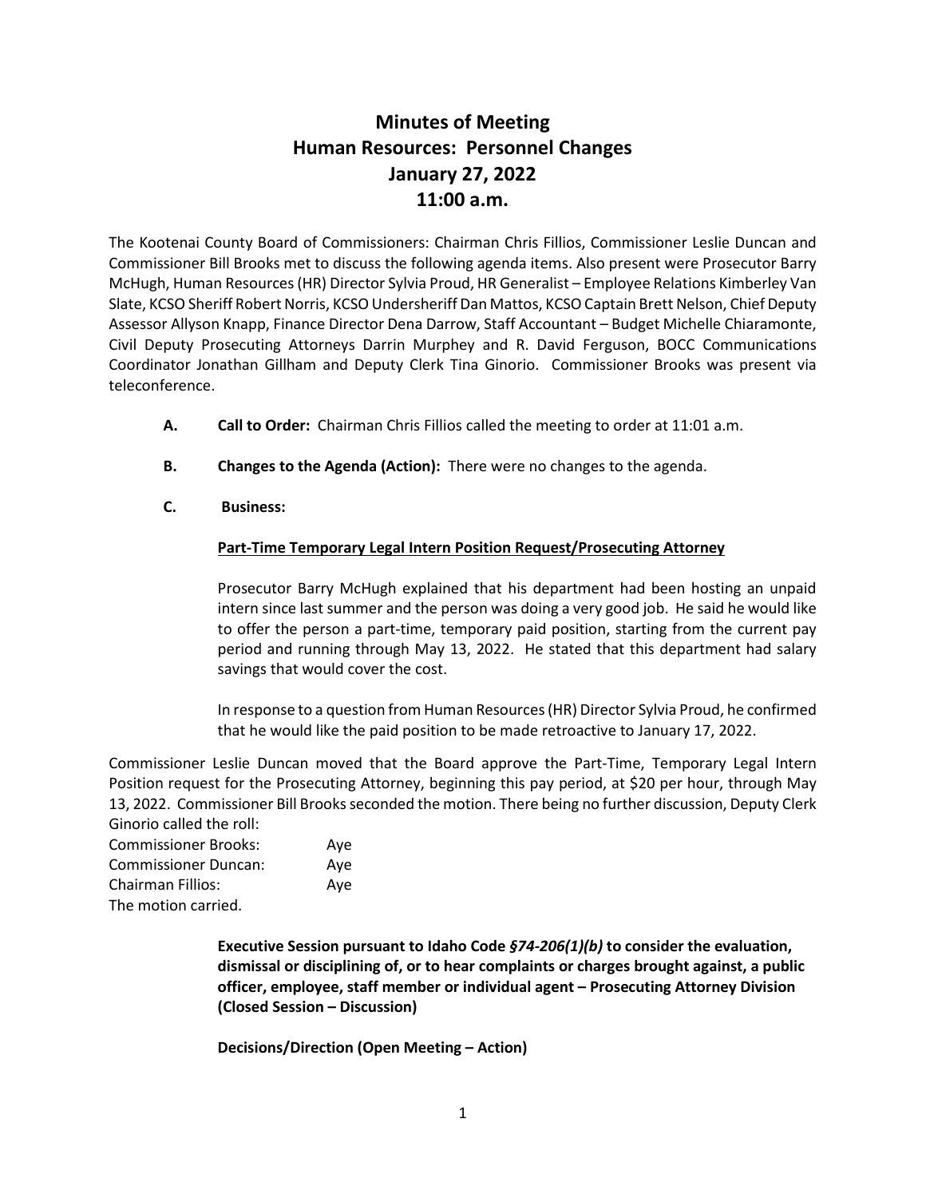# Minutes of Meeting
# Human Resources: Personnel Changes
# January 27, 2022
# 11:00 a.m.

The Kootenai County Board of Commissioners: Chairman Chris Fillios, Commissioner Leslie Duncan and Commissioner Bill Brooks met to discuss the following agenda items. Also present were Prosecutor Barry McHugh, Human Resources (HR) Director Sylvia Proud, HR Generalist – Employee Relations Kimberley Van Slate, KCSO Sheriff Robert Norris, KCSO Undersheriff Dan Mattos, KCSO Captain Brett Nelson, Chief Deputy Assessor Allyson Knapp, Finance Director Dena Darrow, Staff Accountant – Budget Michelle Chiaramonte, Civil Deputy Prosecuting Attorneys Darrin Murphey and R. David Ferguson, BOCC Communications Coordinator Jonathan Gillham and Deputy Clerk Tina Ginorio. Commissioner Brooks was present via teleconference.

**A. Call to Order:** Chairman Chris Fillios called the meeting to order at 11:01 a.m.

**B. Changes to the Agenda (Action):** There were no changes to the agenda.

**C. Business:**

**Part-Time Temporary Legal Intern Position Request/Prosecuting Attorney**

Prosecutor Barry McHugh explained that his department had been hosting an unpaid intern since last summer and the person was doing a very good job. He said he would like to offer the person a part-time, temporary paid position, starting from the current pay period and running through May 13, 2022. He stated that this department had salary savings that would cover the cost.

In response to a question from Human Resources (HR) Director Sylvia Proud, he confirmed that he would like the paid position to be made retroactive to January 17, 2022.

Commissioner Leslie Duncan moved that the Board approve the Part-Time, Temporary Legal Intern Position request for the Prosecuting Attorney, beginning this pay period, at $20 per hour, through May 13, 2022. Commissioner Bill Brooks seconded the motion. There being no further discussion, Deputy Clerk Ginorio called the roll:

Commissioner Brooks: Aye
Commissioner Duncan: Aye
Chairman Fillios: Aye
The motion carried.

**Executive Session pursuant to Idaho Code *§74-206(1)(b)* to consider the evaluation, dismissal or disciplining of, or to hear complaints or charges brought against, a public officer, employee, staff member or individual agent – Prosecuting Attorney Division (Closed Session – Discussion)**

**Decisions/Direction (Open Meeting – Action)**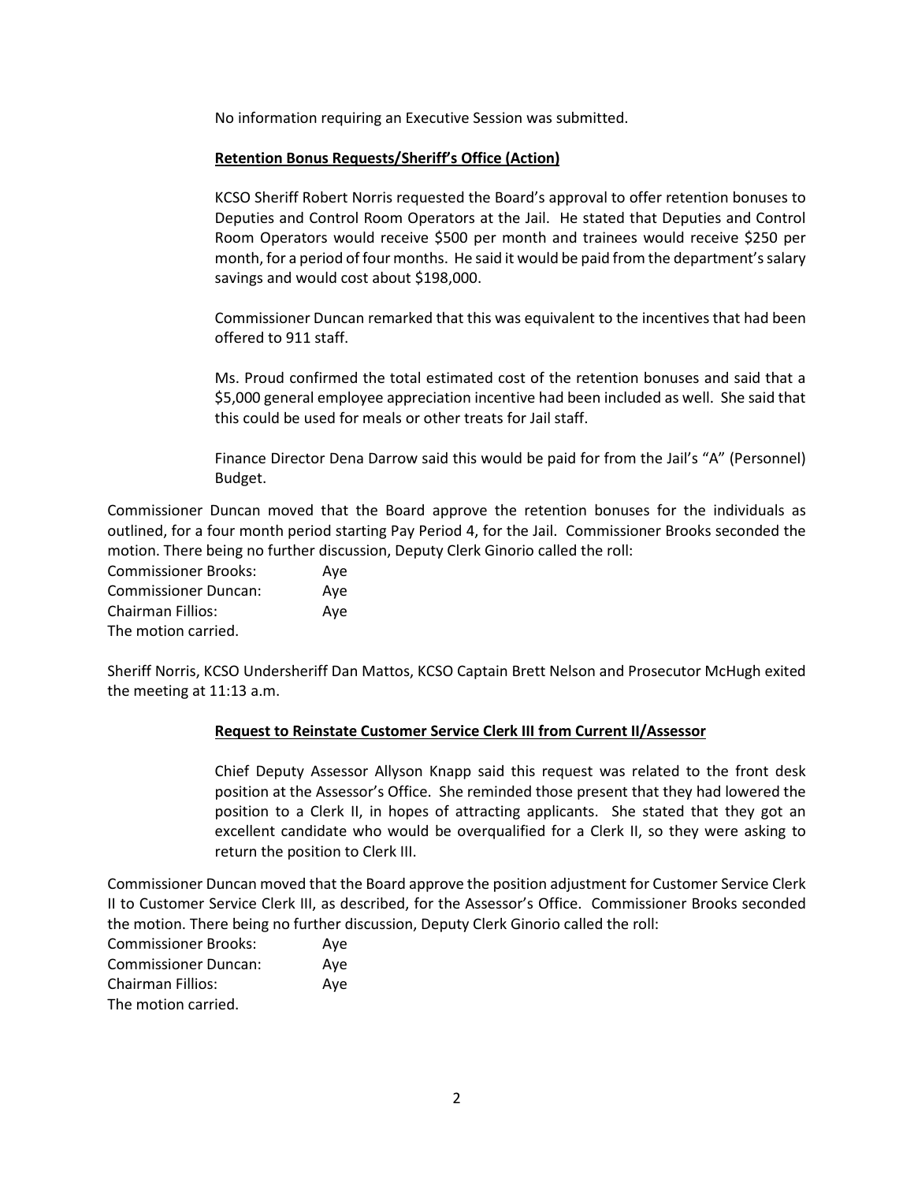No information requiring an Executive Session was submitted.

**Retention Bonus Requests/Sheriff's Office (Action)**

KCSO Sheriff Robert Norris requested the Board's approval to offer retention bonuses to Deputies and Control Room Operators at the Jail. He stated that Deputies and Control Room Operators would receive $500 per month and trainees would receive $250 per month, for a period of four months. He said it would be paid from the department's salary savings and would cost about $198,000.

Commissioner Duncan remarked that this was equivalent to the incentives that had been offered to 911 staff.

Ms. Proud confirmed the total estimated cost of the retention bonuses and said that a $5,000 general employee appreciation incentive had been included as well. She said that this could be used for meals or other treats for Jail staff.

Finance Director Dena Darrow said this would be paid for from the Jail's "A" (Personnel) Budget.

Commissioner Duncan moved that the Board approve the retention bonuses for the individuals as outlined, for a four month period starting Pay Period 4, for the Jail. Commissioner Brooks seconded the motion. There being no further discussion, Deputy Clerk Ginorio called the roll:

Commissioner Brooks: Aye
Commissioner Duncan: Aye
Chairman Fillios: Aye
The motion carried.

Sheriff Norris, KCSO Undersheriff Dan Mattos, KCSO Captain Brett Nelson and Prosecutor McHugh exited the meeting at 11:13 a.m.

**Request to Reinstate Customer Service Clerk III from Current II/Assessor**

Chief Deputy Assessor Allyson Knapp said this request was related to the front desk position at the Assessor's Office. She reminded those present that they had lowered the position to a Clerk II, in hopes of attracting applicants. She stated that they got an excellent candidate who would be overqualified for a Clerk II, so they were asking to return the position to Clerk III.

Commissioner Duncan moved that the Board approve the position adjustment for Customer Service Clerk II to Customer Service Clerk III, as described, for the Assessor's Office. Commissioner Brooks seconded the motion. There being no further discussion, Deputy Clerk Ginorio called the roll:

Commissioner Brooks: Aye
Commissioner Duncan: Aye
Chairman Fillios: Aye
The motion carried.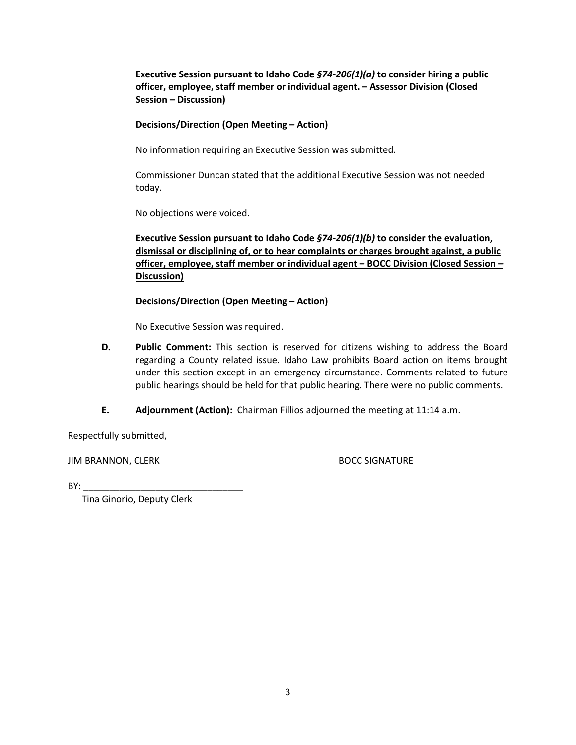**Executive Session pursuant to Idaho Code *§74-206(1)(a)* to consider hiring a public officer, employee, staff member or individual agent. – Assessor Division (Closed Session – Discussion)**

**Decisions/Direction (Open Meeting – Action)**

No information requiring an Executive Session was submitted.

Commissioner Duncan stated that the additional Executive Session was not needed today.

No objections were voiced.

<u>**Executive Session pursuant to Idaho Code *§74-206(1)(b)* to consider the evaluation, dismissal or disciplining of, or to hear complaints or charges brought against, a public officer, employee, staff member or individual agent – BOCC Division (Closed Session – Discussion)**</u>

**Decisions/Direction (Open Meeting – Action)**

No Executive Session was required.

**D. Public Comment:** This section is reserved for citizens wishing to address the Board regarding a County related issue. Idaho Law prohibits Board action on items brought under this section except in an emergency circumstance. Comments related to future public hearings should be held for that public hearing. There were no public comments.

**E. Adjournment (Action):** Chairman Fillios adjourned the meeting at 11:14 a.m.

Respectfully submitted,

JIM BRANNON, CLERK BOCC SIGNATURE

BY: _______________________________
Tina Ginorio, Deputy Clerk